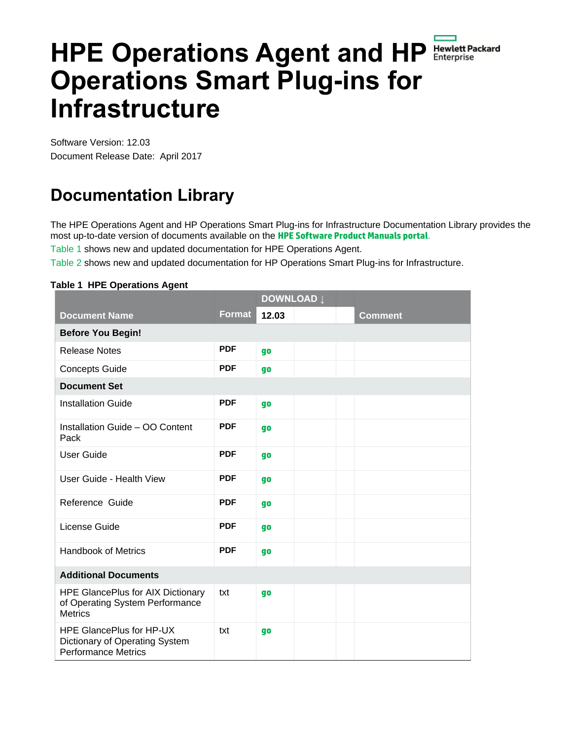# HPE Operations Agent and HP Operations Smart Plug-ins for Infrastructure

Software Version: 12.03

Document Release Date: April 2017

## Documentation Library

The HPE Operations Agent and HP Operations Smart Plug-ins for Infrastructure Documentation Library provides the most up-to-date version of documents available on the **HPE Software Product Manuals portal**.

Table 1 shows new and updated documentation for HPE Operations Agent.

Table 2 shows new and updated documentation for HP Operations Smart Plug-ins for Infrastructure.

**Table 1 HPE Operations Agent**

| Document Name | Format | DOWNLOAD ↓ | | | Comment |
|---|---|---|---|---|---|
| | | 12.03 | | | |
| **Before You Begin!** | | | | | |
| Release Notes | PDF | go | | | |
| Concepts Guide | PDF | go | | | |
| **Document Set** | | | | | |
| Installation Guide | PDF | go | | | |
| Installation Guide – OO Content Pack | PDF | go | | | |
| User Guide | PDF | go | | | |
| User Guide - Health View | PDF | go | | | |
| Reference Guide | PDF | go | | | |
| License Guide | PDF | go | | | |
| Handbook of Metrics | PDF | go | | | |
| **Additional Documents** | | | | | |
| HPE GlancePlus for AIX Dictionary of Operating System Performance Metrics | txt | go | | | |
| HPE GlancePlus for HP-UX Dictionary of Operating System Performance Metrics | txt | go | | | |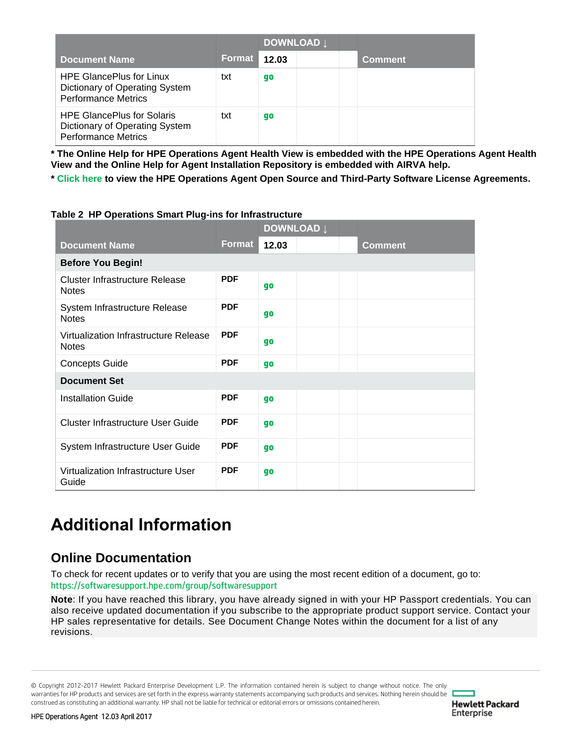| Document Name | Format | DOWNLOAD ↓ | | | Comment |
|---|---|---|---|---|---|
| | | 12.03 | | | |
| HPE GlancePlus for Linux Dictionary of Operating System Performance Metrics | txt | go | | | |
| HPE GlancePlus for Solaris Dictionary of Operating System Performance Metrics | txt | go | | | |

**\* The Online Help for HPE Operations Agent Health View is embedded with the HPE Operations Agent Health View and the Online Help for Agent Installation Repository is embedded with AIRVA help.**

**\* Click here to view the HPE Operations Agent Open Source and Third-Party Software License Agreements.**

**Table 2 HP Operations Smart Plug-ins for Infrastructure**

| Document Name | Format | DOWNLOAD ↓ | | | Comment |
|---|---|---|---|---|---|
| | | 12.03 | | | |
| **Before You Begin!** | | | | | |
| Cluster Infrastructure Release Notes | PDF | go | | | |
| System Infrastructure Release Notes | PDF | go | | | |
| Virtualization Infrastructure Release Notes | PDF | go | | | |
| Concepts Guide | PDF | go | | | |
| **Document Set** | | | | | |
| Installation Guide | PDF | go | | | |
| Cluster Infrastructure User Guide | PDF | go | | | |
| System Infrastructure User Guide | PDF | go | | | |
| Virtualization Infrastructure User Guide | PDF | go | | | |

# Additional Information

## Online Documentation

To check for recent updates or to verify that you are using the most recent edition of a document, go to:
https://softwaresupport.hpe.com/group/softwaresupport

**Note**: If you have reached this library, you have already signed in with your HP Passport credentials. You can also receive updated documentation if you subscribe to the appropriate product support service. Contact your HP sales representative for details. See Document Change Notes within the document for a list of any revisions.

© Copyright 2012-2017 Hewlett Packard Enterprise Development L.P. The information contained herein is subject to change without notice. The only warranties for HP products and services are set forth in the express warranty statements accompanying such products and services. Nothing herein should be construed as constituting an additional warranty. HP shall not be liable for technical or editorial errors or omissions contained herein.

HPE Operations Agent 12.03 April 2017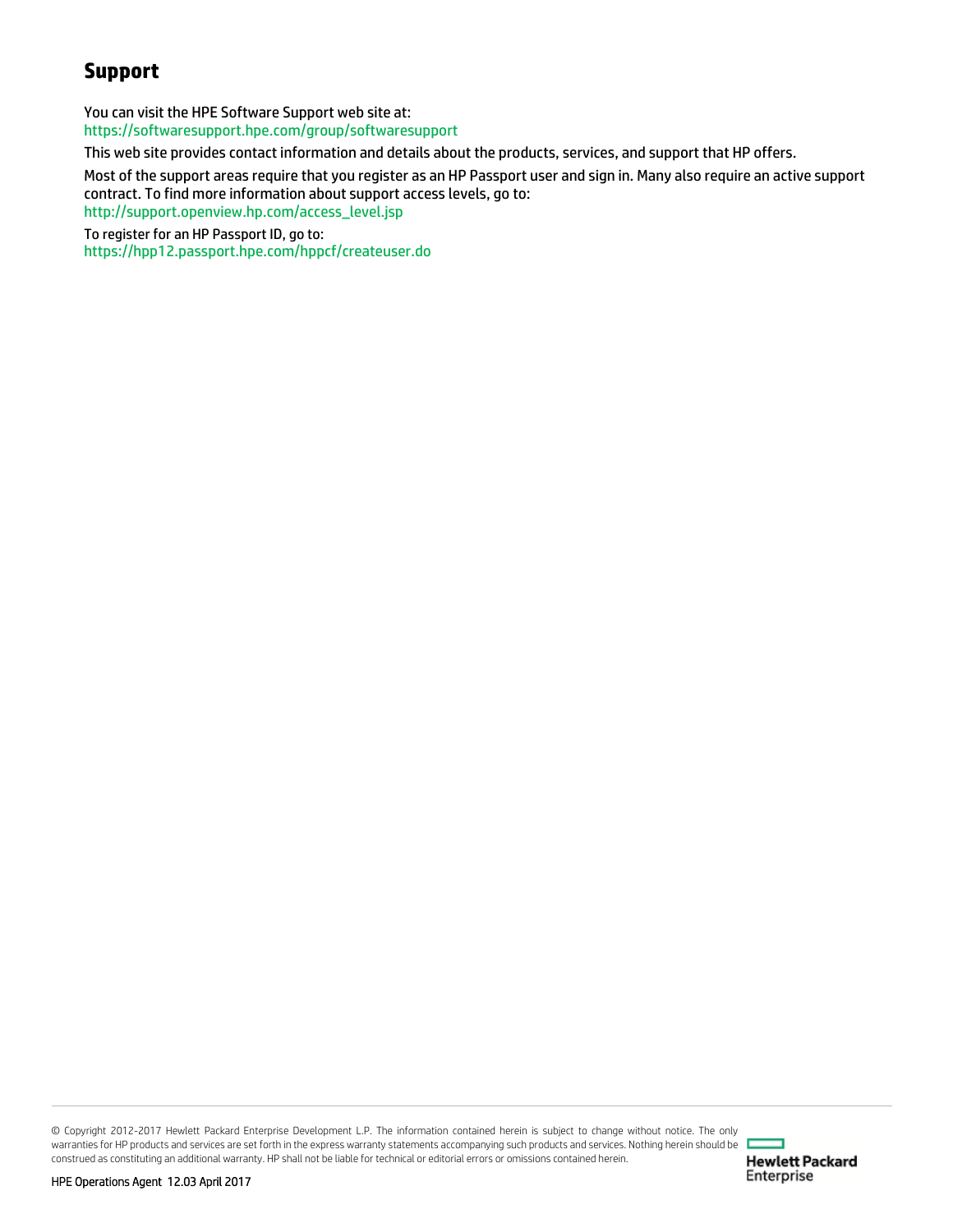## Support

You can visit the HPE Software Support web site at:
https://softwaresupport.hpe.com/group/softwaresupport

This web site provides contact information and details about the products, services, and support that HP offers.

Most of the support areas require that you register as an HP Passport user and sign in. Many also require an active support contract. To find more information about support access levels, go to:
http://support.openview.hp.com/access_level.jsp

To register for an HP Passport ID, go to:
https://hpp12.passport.hpe.com/hppcf/createuser.do

© Copyright 2012-2017 Hewlett Packard Enterprise Development L.P. The information contained herein is subject to change without notice. The only warranties for HP products and services are set forth in the express warranty statements accompanying such products and services. Nothing herein should be construed as constituting an additional warranty. HP shall not be liable for technical or editorial errors or omissions contained herein.

HPE Operations Agent 12.03 April 2017